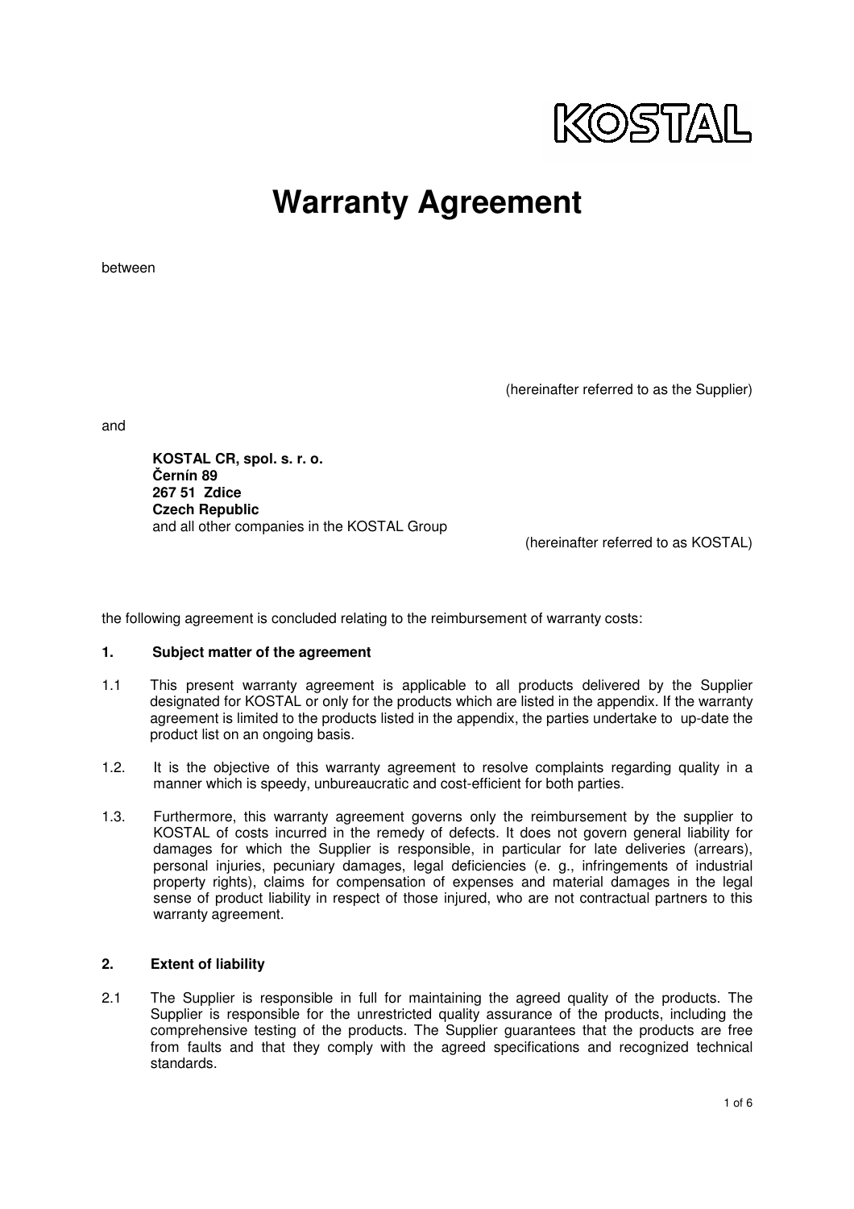KOSTAL

# Warranty Agreement

between

(hereinafter referred to as the Supplier)

and

**KOSTAL CR, spol. s. r. o.**
**Černín 89**
**267 51 Zdice**
**Czech Republic**
and all other companies in the KOSTAL Group

(hereinafter referred to as KOSTAL)

the following agreement is concluded relating to the reimbursement of warranty costs:

## 1. Subject matter of the agreement

1.1 This present warranty agreement is applicable to all products delivered by the Supplier designated for KOSTAL or only for the products which are listed in the appendix. If the warranty agreement is limited to the products listed in the appendix, the parties undertake to up-date the product list on an ongoing basis.

1.2. It is the objective of this warranty agreement to resolve complaints regarding quality in a manner which is speedy, unbureaucratic and cost-efficient for both parties.

1.3. Furthermore, this warranty agreement governs only the reimbursement by the supplier to KOSTAL of costs incurred in the remedy of defects. It does not govern general liability for damages for which the Supplier is responsible, in particular for late deliveries (arrears), personal injuries, pecuniary damages, legal deficiencies (e. g., infringements of industrial property rights), claims for compensation of expenses and material damages in the legal sense of product liability in respect of those injured, who are not contractual partners to this warranty agreement.

## 2. Extent of liability

2.1 The Supplier is responsible in full for maintaining the agreed quality of the products. The Supplier is responsible for the unrestricted quality assurance of the products, including the comprehensive testing of the products. The Supplier guarantees that the products are free from faults and that they comply with the agreed specifications and recognized technical standards.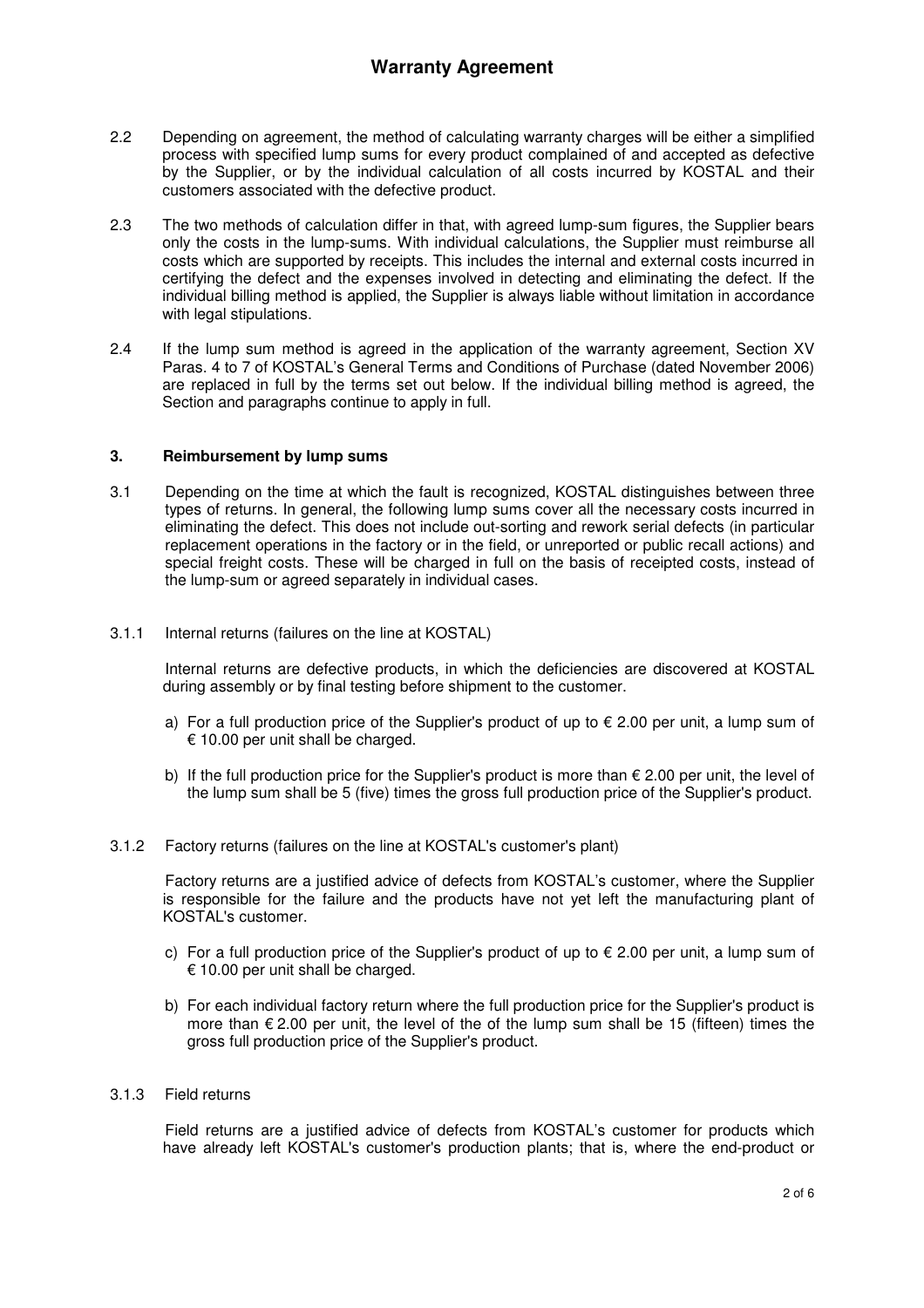2.2 Depending on agreement, the method of calculating warranty charges will be either a simplified process with specified lump sums for every product complained of and accepted as defective by the Supplier, or by the individual calculation of all costs incurred by KOSTAL and their customers associated with the defective product.

2.3 The two methods of calculation differ in that, with agreed lump-sum figures, the Supplier bears only the costs in the lump-sums. With individual calculations, the Supplier must reimburse all costs which are supported by receipts. This includes the internal and external costs incurred in certifying the defect and the expenses involved in detecting and eliminating the defect. If the individual billing method is applied, the Supplier is always liable without limitation in accordance with legal stipulations.

2.4 If the lump sum method is agreed in the application of the warranty agreement, Section XV Paras. 4 to 7 of KOSTAL's General Terms and Conditions of Purchase (dated November 2006) are replaced in full by the terms set out below. If the individual billing method is agreed, the Section and paragraphs continue to apply in full.

### 3. Reimbursement by lump sums

3.1 Depending on the time at which the fault is recognized, KOSTAL distinguishes between three types of returns. In general, the following lump sums cover all the necessary costs incurred in eliminating the defect. This does not include out-sorting and rework serial defects (in particular replacement operations in the factory or in the field, or unreported or public recall actions) and special freight costs. These will be charged in full on the basis of receipted costs, instead of the lump-sum or agreed separately in individual cases.

3.1.1 Internal returns (failures on the line at KOSTAL)

Internal returns are defective products, in which the deficiencies are discovered at KOSTAL during assembly or by final testing before shipment to the customer.

a) For a full production price of the Supplier's product of up to € 2.00 per unit, a lump sum of € 10.00 per unit shall be charged.

b) If the full production price for the Supplier's product is more than € 2.00 per unit, the level of the lump sum shall be 5 (five) times the gross full production price of the Supplier's product.

3.1.2 Factory returns (failures on the line at KOSTAL's customer's plant)

Factory returns are a justified advice of defects from KOSTAL's customer, where the Supplier is responsible for the failure and the products have not yet left the manufacturing plant of KOSTAL's customer.

c) For a full production price of the Supplier's product of up to € 2.00 per unit, a lump sum of € 10.00 per unit shall be charged.

b) For each individual factory return where the full production price for the Supplier's product is more than € 2.00 per unit, the level of the of the lump sum shall be 15 (fifteen) times the gross full production price of the Supplier's product.

3.1.3 Field returns

Field returns are a justified advice of defects from KOSTAL's customer for products which have already left KOSTAL's customer's production plants; that is, where the end-product or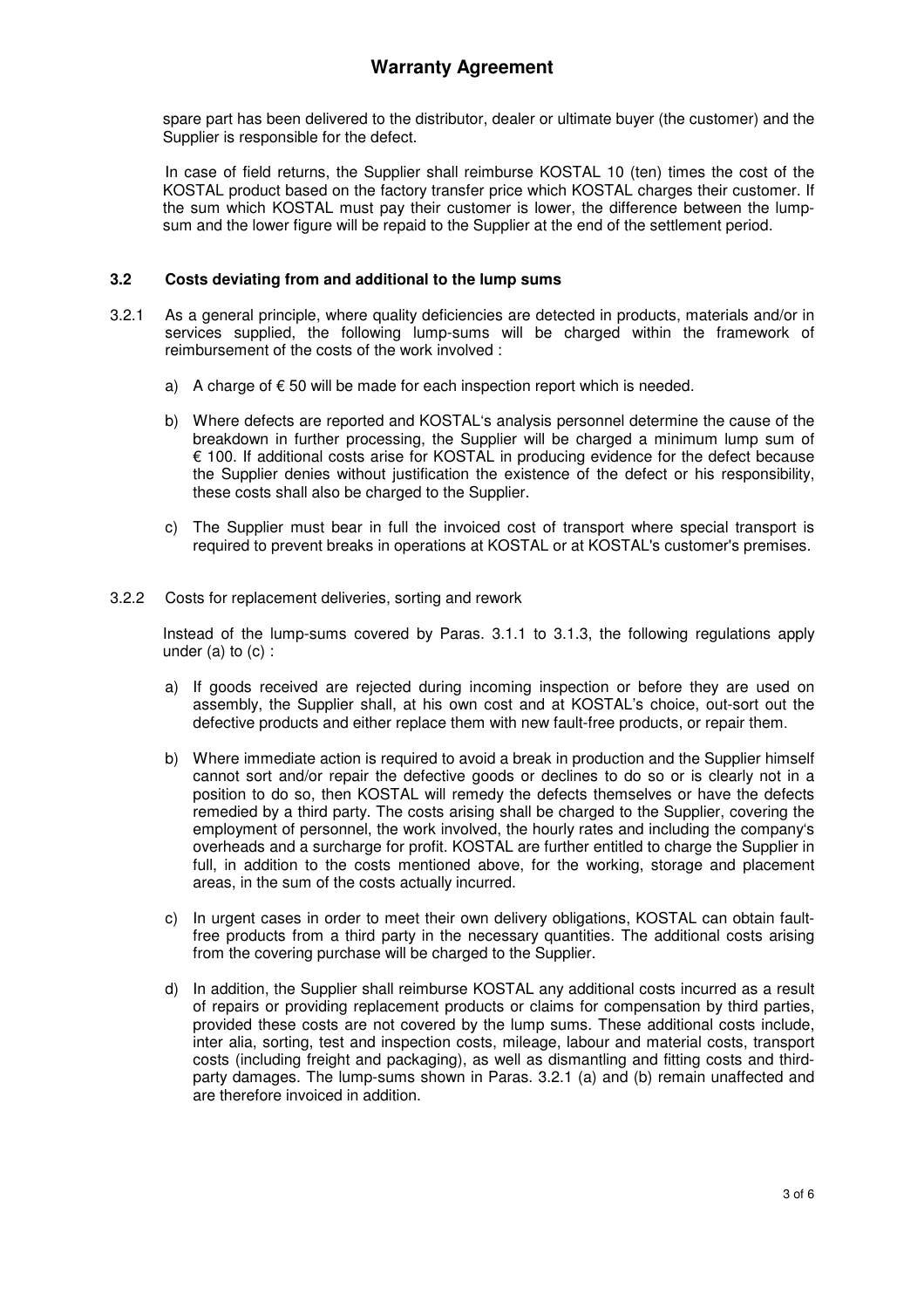spare part has been delivered to the distributor, dealer or ultimate buyer (the customer) and the Supplier is responsible for the defect.

In case of field returns, the Supplier shall reimburse KOSTAL 10 (ten) times the cost of the KOSTAL product based on the factory transfer price which KOSTAL charges their customer. If the sum which KOSTAL must pay their customer is lower, the difference between the lump-sum and the lower figure will be repaid to the Supplier at the end of the settlement period.

### 3.2 Costs deviating from and additional to the lump sums

3.2.1 As a general principle, where quality deficiencies are detected in products, materials and/or in services supplied, the following lump-sums will be charged within the framework of reimbursement of the costs of the work involved :

a) A charge of € 50 will be made for each inspection report which is needed.

b) Where defects are reported and KOSTAL's analysis personnel determine the cause of the breakdown in further processing, the Supplier will be charged a minimum lump sum of € 100. If additional costs arise for KOSTAL in producing evidence for the defect because the Supplier denies without justification the existence of the defect or his responsibility, these costs shall also be charged to the Supplier.

c) The Supplier must bear in full the invoiced cost of transport where special transport is required to prevent breaks in operations at KOSTAL or at KOSTAL's customer's premises.

3.2.2 Costs for replacement deliveries, sorting and rework

Instead of the lump-sums covered by Paras. 3.1.1 to 3.1.3, the following regulations apply under (a) to (c) :

a) If goods received are rejected during incoming inspection or before they are used on assembly, the Supplier shall, at his own cost and at KOSTAL's choice, out-sort out the defective products and either replace them with new fault-free products, or repair them.

b) Where immediate action is required to avoid a break in production and the Supplier himself cannot sort and/or repair the defective goods or declines to do so or is clearly not in a position to do so, then KOSTAL will remedy the defects themselves or have the defects remedied by a third party. The costs arising shall be charged to the Supplier, covering the employment of personnel, the work involved, the hourly rates and including the company's overheads and a surcharge for profit. KOSTAL are further entitled to charge the Supplier in full, in addition to the costs mentioned above, for the working, storage and placement areas, in the sum of the costs actually incurred.

c) In urgent cases in order to meet their own delivery obligations, KOSTAL can obtain fault-free products from a third party in the necessary quantities. The additional costs arising from the covering purchase will be charged to the Supplier.

d) In addition, the Supplier shall reimburse KOSTAL any additional costs incurred as a result of repairs or providing replacement products or claims for compensation by third parties, provided these costs are not covered by the lump sums. These additional costs include, inter alia, sorting, test and inspection costs, mileage, labour and material costs, transport costs (including freight and packaging), as well as dismantling and fitting costs and third-party damages. The lump-sums shown in Paras. 3.2.1 (a) and (b) remain unaffected and are therefore invoiced in addition.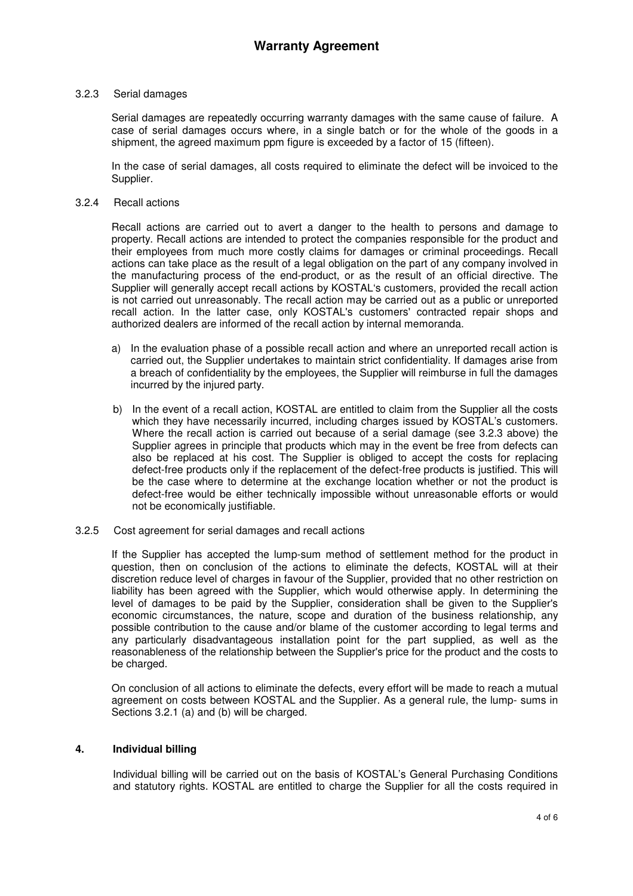#### 3.2.3 Serial damages

Serial damages are repeatedly occurring warranty damages with the same cause of failure. A case of serial damages occurs where, in a single batch or for the whole of the goods in a shipment, the agreed maximum ppm figure is exceeded by a factor of 15 (fifteen).

In the case of serial damages, all costs required to eliminate the defect will be invoiced to the Supplier.

#### 3.2.4 Recall actions

Recall actions are carried out to avert a danger to the health to persons and damage to property. Recall actions are intended to protect the companies responsible for the product and their employees from much more costly claims for damages or criminal proceedings. Recall actions can take place as the result of a legal obligation on the part of any company involved in the manufacturing process of the end-product, or as the result of an official directive. The Supplier will generally accept recall actions by KOSTAL's customers, provided the recall action is not carried out unreasonably. The recall action may be carried out as a public or unreported recall action. In the latter case, only KOSTAL's customers' contracted repair shops and authorized dealers are informed of the recall action by internal memoranda.

a) In the evaluation phase of a possible recall action and where an unreported recall action is carried out, the Supplier undertakes to maintain strict confidentiality. If damages arise from a breach of confidentiality by the employees, the Supplier will reimburse in full the damages incurred by the injured party.

b) In the event of a recall action, KOSTAL are entitled to claim from the Supplier all the costs which they have necessarily incurred, including charges issued by KOSTAL's customers. Where the recall action is carried out because of a serial damage (see 3.2.3 above) the Supplier agrees in principle that products which may in the event be free from defects can also be replaced at his cost. The Supplier is obliged to accept the costs for replacing defect-free products only if the replacement of the defect-free products is justified. This will be the case where to determine at the exchange location whether or not the product is defect-free would be either technically impossible without unreasonable efforts or would not be economically justifiable.

#### 3.2.5 Cost agreement for serial damages and recall actions

If the Supplier has accepted the lump-sum method of settlement method for the product in question, then on conclusion of the actions to eliminate the defects, KOSTAL will at their discretion reduce level of charges in favour of the Supplier, provided that no other restriction on liability has been agreed with the Supplier, which would otherwise apply. In determining the level of damages to be paid by the Supplier, consideration shall be given to the Supplier's economic circumstances, the nature, scope and duration of the business relationship, any possible contribution to the cause and/or blame of the customer according to legal terms and any particularly disadvantageous installation point for the part supplied, as well as the reasonableness of the relationship between the Supplier's price for the product and the costs to be charged.

On conclusion of all actions to eliminate the defects, every effort will be made to reach a mutual agreement on costs between KOSTAL and the Supplier. As a general rule, the lump- sums in Sections 3.2.1 (a) and (b) will be charged.

## 4. Individual billing

Individual billing will be carried out on the basis of KOSTAL's General Purchasing Conditions and statutory rights. KOSTAL are entitled to charge the Supplier for all the costs required in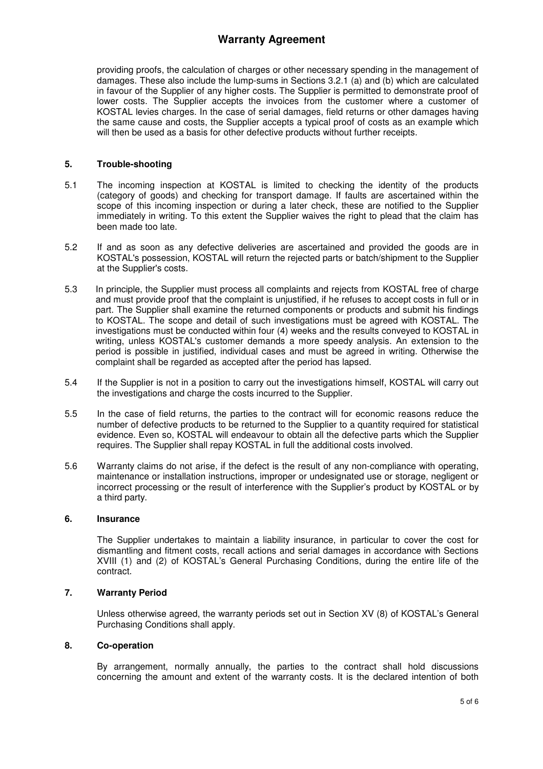providing proofs, the calculation of charges or other necessary spending in the management of damages. These also include the lump-sums in Sections 3.2.1 (a) and (b) which are calculated in favour of the Supplier of any higher costs. The Supplier is permitted to demonstrate proof of lower costs. The Supplier accepts the invoices from the customer where a customer of KOSTAL levies charges. In the case of serial damages, field returns or other damages having the same cause and costs, the Supplier accepts a typical proof of costs as an example which will then be used as a basis for other defective products without further receipts.

## 5. Trouble-shooting

5.1 The incoming inspection at KOSTAL is limited to checking the identity of the products (category of goods) and checking for transport damage. If faults are ascertained within the scope of this incoming inspection or during a later check, these are notified to the Supplier immediately in writing. To this extent the Supplier waives the right to plead that the claim has been made too late.

5.2 If and as soon as any defective deliveries are ascertained and provided the goods are in KOSTAL's possession, KOSTAL will return the rejected parts or batch/shipment to the Supplier at the Supplier's costs.

5.3 In principle, the Supplier must process all complaints and rejects from KOSTAL free of charge and must provide proof that the complaint is unjustified, if he refuses to accept costs in full or in part. The Supplier shall examine the returned components or products and submit his findings to KOSTAL. The scope and detail of such investigations must be agreed with KOSTAL. The investigations must be conducted within four (4) weeks and the results conveyed to KOSTAL in writing, unless KOSTAL's customer demands a more speedy analysis. An extension to the period is possible in justified, individual cases and must be agreed in writing. Otherwise the complaint shall be regarded as accepted after the period has lapsed.

5.4 If the Supplier is not in a position to carry out the investigations himself, KOSTAL will carry out the investigations and charge the costs incurred to the Supplier.

5.5 In the case of field returns, the parties to the contract will for economic reasons reduce the number of defective products to be returned to the Supplier to a quantity required for statistical evidence. Even so, KOSTAL will endeavour to obtain all the defective parts which the Supplier requires. The Supplier shall repay KOSTAL in full the additional costs involved.

5.6 Warranty claims do not arise, if the defect is the result of any non-compliance with operating, maintenance or installation instructions, improper or undesignated use or storage, negligent or incorrect processing or the result of interference with the Supplier's product by KOSTAL or by a third party.

## 6. Insurance

The Supplier undertakes to maintain a liability insurance, in particular to cover the cost for dismantling and fitment costs, recall actions and serial damages in accordance with Sections XVIII (1) and (2) of KOSTAL's General Purchasing Conditions, during the entire life of the contract.

## 7. Warranty Period

Unless otherwise agreed, the warranty periods set out in Section XV (8) of KOSTAL's General Purchasing Conditions shall apply.

## 8. Co-operation

By arrangement, normally annually, the parties to the contract shall hold discussions concerning the amount and extent of the warranty costs. It is the declared intention of both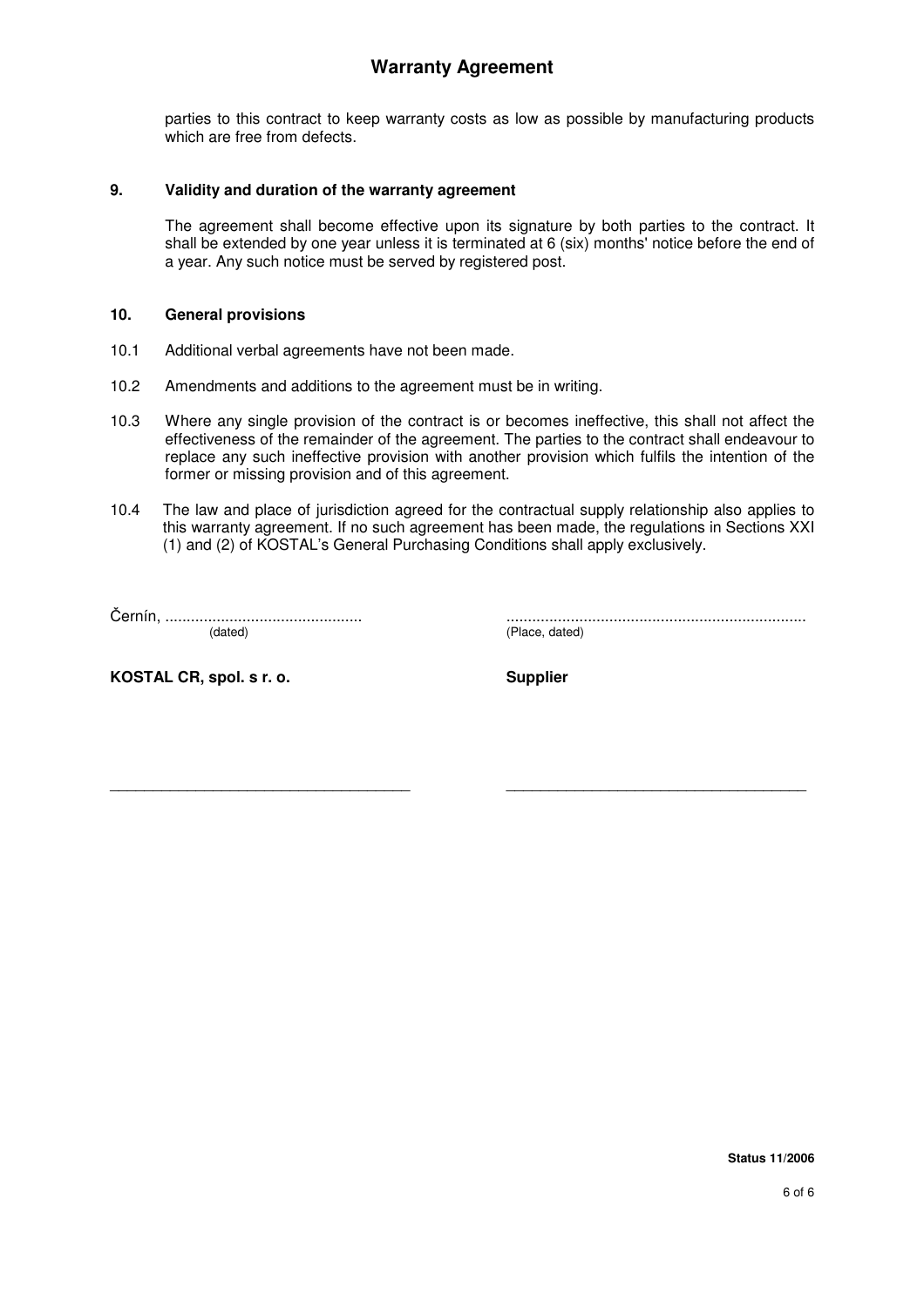parties to this contract to keep warranty costs as low as possible by manufacturing products which are free from defects.

## 9. Validity and duration of the warranty agreement

The agreement shall become effective upon its signature by both parties to the contract. It shall be extended by one year unless it is terminated at 6 (six) months' notice before the end of a year. Any such notice must be served by registered post.

## 10. General provisions

10.1 Additional verbal agreements have not been made.

10.2 Amendments and additions to the agreement must be in writing.

10.3 Where any single provision of the contract is or becomes ineffective, this shall not affect the effectiveness of the remainder of the agreement. The parties to the contract shall endeavour to replace any such ineffective provision with another provision which fulfils the intention of the former or missing provision and of this agreement.

10.4 The law and place of jurisdiction agreed for the contractual supply relationship also applies to this warranty agreement. If no such agreement has been made, the regulations in Sections XXI (1) and (2) of KOSTAL's General Purchasing Conditions shall apply exclusively.

Černín, ..............................................
(dated)

......................................................................
(Place, dated)

**KOSTAL CR, spol. s r. o.**

**Supplier**

___________________________________

___________________________________

**Status 11/2006**